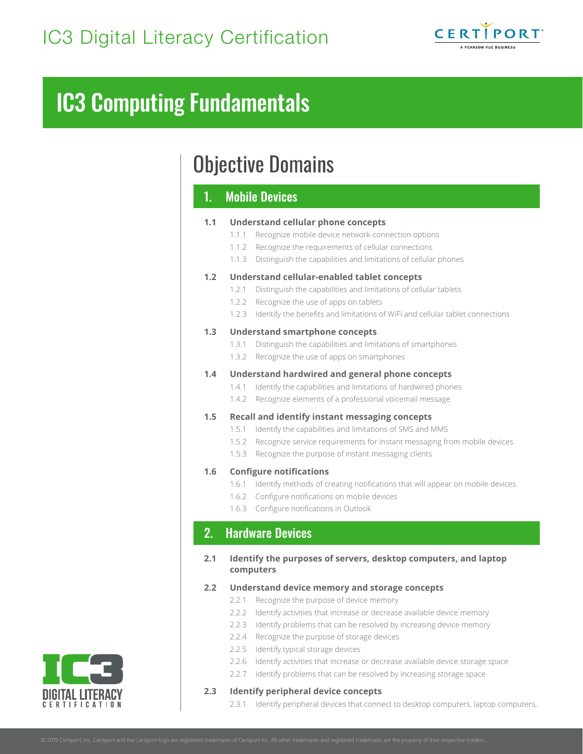# IC3 Digital Literacy Certification

# IC3 Computing Fundamentals

## Objective Domains

### 1. Mobile Devices

**1.1 Understand cellular phone concepts**

- 1.1.1 Recognize mobile device network-connection options
- 1.1.2 Recognize the requirements of cellular connections
- 1.1.3 Distinguish the capabilities and limitations of cellular phones

**1.2 Understand cellular-enabled tablet concepts**

- 1.2.1 Distinguish the capabilities and limitations of cellular tablets
- 1.2.2 Recognize the use of apps on tablets
- 1.2.3 Identify the benefits and limitations of WiFi and cellular tablet connections

**1.3 Understand smartphone concepts**

- 1.3.1 Distinguish the capabilities and limitations of smartphones
- 1.3.2 Recognize the use of apps on smartphones

**1.4 Understand hardwired and general phone concepts**

- 1.4.1 Identify the capabilities and limitations of hardwired phones
- 1.4.2 Recognize elements of a professional voicemail message

**1.5 Recall and identify instant messaging concepts**

- 1.5.1 Identify the capabilities and limitations of SMS and MMS
- 1.5.2 Recognize service requirements for instant messaging from mobile devices
- 1.5.3 Recognize the purpose of instant messaging clients

**1.6 Configure notifications**

- 1.6.1 Identify methods of creating notifications that will appear on mobile devices
- 1.6.2 Configure notifications on mobile devices
- 1.6.3 Configure notifications in Outlook

### 2. Hardware Devices

**2.1 Identify the purposes of servers, desktop computers, and laptop computers**

**2.2 Understand device memory and storage concepts**

- 2.2.1 Recognize the purpose of device memory
- 2.2.2 Identify activities that increase or decrease available device memory
- 2.2.3 Identify problems that can be resolved by increasing device memory
- 2.2.4 Recognize the purpose of storage devices
- 2.2.5 Identify typical storage devices
- 2.2.6 Identify activities that increase or decrease available device storage space
- 2.2.7 Identify problems that can be resolved by increasing storage space

**2.3 Identify peripheral device concepts**

- 2.3.1 Identify peripheral devices that connect to desktop computers, laptop computers,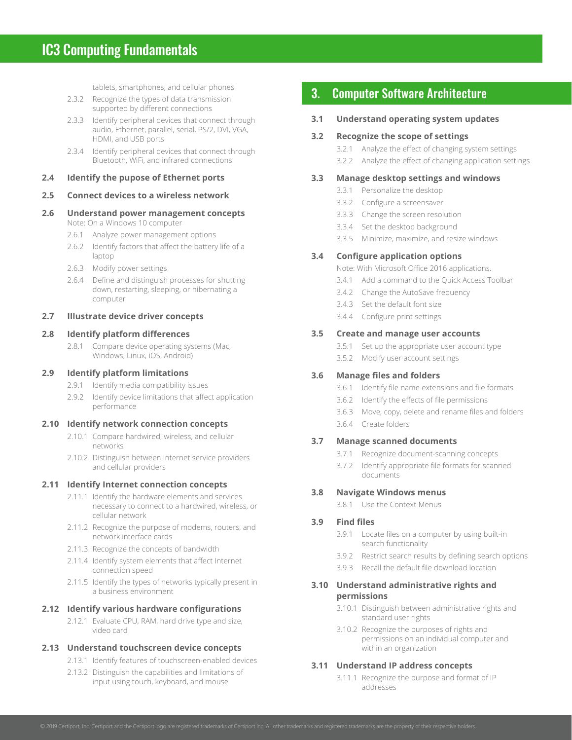tablets, smartphones, and cellular phones

- 2.3.2 Recognize the types of data transmission supported by different connections
- 2.3.3 Identify peripheral devices that connect through audio, Ethernet, parallel, serial, PS/2, DVI, VGA, HDMI, and USB ports
- 2.3.4 Identify peripheral devices that connect through Bluetooth, WiFi, and infrared connections

**2.4 Identify the pupose of Ethernet ports**

**2.5 Connect devices to a wireless network**

**2.6 Understand power management concepts**

Note: On a Windows 10 computer

- 2.6.1 Analyze power management options
- 2.6.2 Identify factors that affect the battery life of a laptop
- 2.6.3 Modify power settings
- 2.6.4 Define and distinguish processes for shutting down, restarting, sleeping, or hibernating a computer

**2.7 Illustrate device driver concepts**

**2.8 Identify platform differences**

- 2.8.1 Compare device operating systems (Mac, Windows, Linux, iOS, Android)

**2.9 Identify platform limitations**

- 2.9.1 Identify media compatibility issues
- 2.9.2 Identify device limitations that affect application performance

**2.10 Identify network connection concepts**

- 2.10.1 Compare hardwired, wireless, and cellular networks
- 2.10.2 Distinguish between Internet service providers and cellular providers

**2.11 Identify Internet connection concepts**

- 2.11.1 Identify the hardware elements and services necessary to connect to a hardwired, wireless, or cellular network
- 2.11.2 Recognize the purpose of modems, routers, and network interface cards
- 2.11.3 Recognize the concepts of bandwidth
- 2.11.4 Identify system elements that affect Internet connection speed
- 2.11.5 Identify the types of networks typically present in a business environment

**2.12 Identify various hardware configurations**

- 2.12.1 Evaluate CPU, RAM, hard drive type and size, video card

**2.13 Understand touchscreen device concepts**

- 2.13.1 Identify features of touchscreen-enabled devices
- 2.13.2 Distinguish the capabilities and limitations of input using touch, keyboard, and mouse

## 3. Computer Software Architecture

**3.1 Understand operating system updates**

**3.2 Recognize the scope of settings**

- 3.2.1 Analyze the effect of changing system settings
- 3.2.2 Analyze the effect of changing application settings

**3.3 Manage desktop settings and windows**

- 3.3.1 Personalize the desktop
- 3.3.2 Configure a screensaver
- 3.3.3 Change the screen resolution
- 3.3.4 Set the desktop background
- 3.3.5 Minimize, maximize, and resize windows

**3.4 Configure application options**

Note: With Microsoft Office 2016 applications.

- 3.4.1 Add a command to the Quick Access Toolbar
- 3.4.2 Change the AutoSave frequency
- 3.4.3 Set the default font size
- 3.4.4 Configure print settings

**3.5 Create and manage user accounts**

- 3.5.1 Set up the appropriate user account type
- 3.5.2 Modify user account settings

**3.6 Manage files and folders**

- 3.6.1 Identify file name extensions and file formats
- 3.6.2 Identify the effects of file permissions
- 3.6.3 Move, copy, delete and rename files and folders
- 3.6.4 Create folders

**3.7 Manage scanned documents**

- 3.7.1 Recognize document-scanning concepts
- 3.7.2 Identify appropriate file formats for scanned documents

**3.8 Navigate Windows menus**

- 3.8.1 Use the Context Menus

**3.9 Find files**

- 3.9.1 Locate files on a computer by using built-in search functionality
- 3.9.2 Restrict search results by defining search options
- 3.9.3 Recall the default file download location

**3.10 Understand administrative rights and permissions**

- 3.10.1 Distinguish between administrative rights and standard user rights
- 3.10.2 Recognize the purposes of rights and permissions on an individual computer and within an organization

**3.11 Understand IP address concepts**

- 3.11.1 Recognize the purpose and format of IP addresses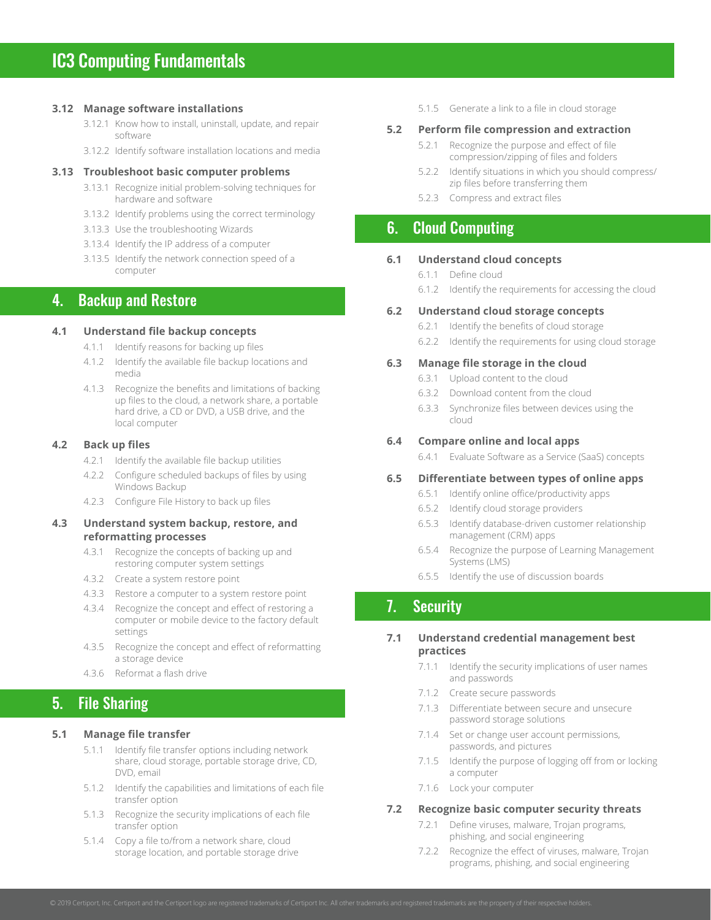# IC3 Computing Fundamentals

### 3.12 Manage software installations

- 3.12.1 Know how to install, uninstall, update, and repair software
- 3.12.2 Identify software installation locations and media

### 3.13 Troubleshoot basic computer problems

- 3.13.1 Recognize initial problem-solving techniques for hardware and software
- 3.13.2 Identify problems using the correct terminology
- 3.13.3 Use the troubleshooting Wizards
- 3.13.4 Identify the IP address of a computer
- 3.13.5 Identify the network connection speed of a computer

## 4. Backup and Restore

### 4.1 Understand file backup concepts

- 4.1.1 Identify reasons for backing up files
- 4.1.2 Identify the available file backup locations and media
- 4.1.3 Recognize the benefits and limitations of backing up files to the cloud, a network share, a portable hard drive, a CD or DVD, a USB drive, and the local computer

### 4.2 Back up files

- 4.2.1 Identify the available file backup utilities
- 4.2.2 Configure scheduled backups of files by using Windows Backup
- 4.2.3 Configure File History to back up files

### 4.3 Understand system backup, restore, and reformatting processes

- 4.3.1 Recognize the concepts of backing up and restoring computer system settings
- 4.3.2 Create a system restore point
- 4.3.3 Restore a computer to a system restore point
- 4.3.4 Recognize the concept and effect of restoring a computer or mobile device to the factory default settings
- 4.3.5 Recognize the concept and effect of reformatting a storage device
- 4.3.6 Reformat a flash drive

## 5. File Sharing

### 5.1 Manage file transfer

- 5.1.1 Identify file transfer options including network share, cloud storage, portable storage drive, CD, DVD, email
- 5.1.2 Identify the capabilities and limitations of each file transfer option
- 5.1.3 Recognize the security implications of each file transfer option
- 5.1.4 Copy a file to/from a network share, cloud storage location, and portable storage drive
- 5.1.5 Generate a link to a file in cloud storage

### 5.2 Perform file compression and extraction

- 5.2.1 Recognize the purpose and effect of file compression/zipping of files and folders
- 5.2.2 Identify situations in which you should compress/zip files before transferring them
- 5.2.3 Compress and extract files

## 6. Cloud Computing

### 6.1 Understand cloud concepts

- 6.1.1 Define cloud
- 6.1.2 Identify the requirements for accessing the cloud

### 6.2 Understand cloud storage concepts

- 6.2.1 Identify the benefits of cloud storage
- 6.2.2 Identify the requirements for using cloud storage

### 6.3 Manage file storage in the cloud

- 6.3.1 Upload content to the cloud
- 6.3.2 Download content from the cloud
- 6.3.3 Synchronize files between devices using the cloud

### 6.4 Compare online and local apps

- 6.4.1 Evaluate Software as a Service (SaaS) concepts

### 6.5 Differentiate between types of online apps

- 6.5.1 Identify online office/productivity apps
- 6.5.2 Identify cloud storage providers
- 6.5.3 Identify database-driven customer relationship management (CRM) apps
- 6.5.4 Recognize the purpose of Learning Management Systems (LMS)
- 6.5.5 Identify the use of discussion boards

## 7. Security

### 7.1 Understand credential management best practices

- 7.1.1 Identify the security implications of user names and passwords
- 7.1.2 Create secure passwords
- 7.1.3 Differentiate between secure and unsecure password storage solutions
- 7.1.4 Set or change user account permissions, passwords, and pictures
- 7.1.5 Identify the purpose of logging off from or locking a computer
- 7.1.6 Lock your computer

### 7.2 Recognize basic computer security threats

- 7.2.1 Define viruses, malware, Trojan programs, phishing, and social engineering
- 7.2.2 Recognize the effect of viruses, malware, Trojan programs, phishing, and social engineering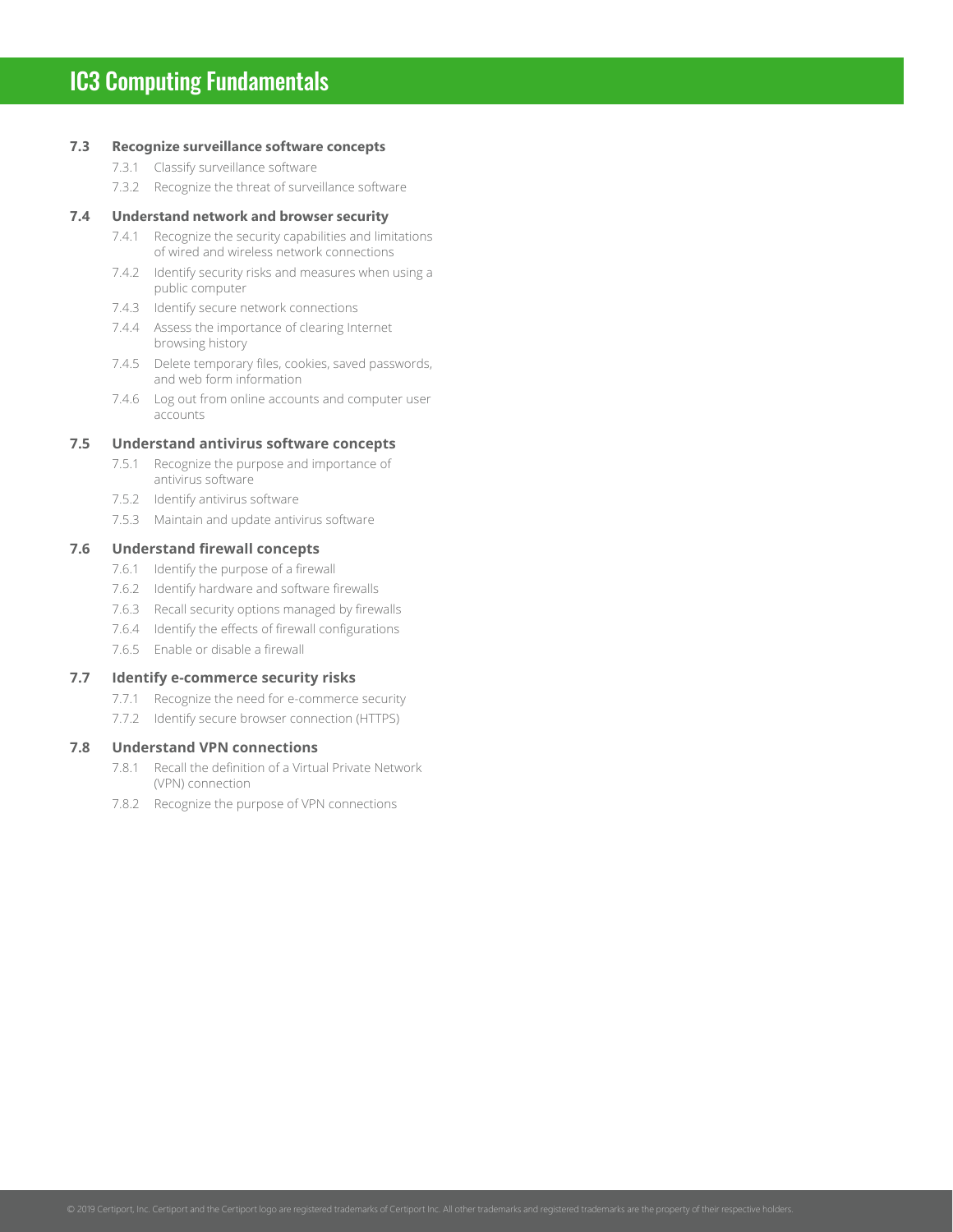### 7.3 Recognize surveillance software concepts

- 7.3.1 Classify surveillance software
- 7.3.2 Recognize the threat of surveillance software

### 7.4 Understand network and browser security

- 7.4.1 Recognize the security capabilities and limitations of wired and wireless network connections
- 7.4.2 Identify security risks and measures when using a public computer
- 7.4.3 Identify secure network connections
- 7.4.4 Assess the importance of clearing Internet browsing history
- 7.4.5 Delete temporary files, cookies, saved passwords, and web form information
- 7.4.6 Log out from online accounts and computer user accounts

### 7.5 Understand antivirus software concepts

- 7.5.1 Recognize the purpose and importance of antivirus software
- 7.5.2 Identify antivirus software
- 7.5.3 Maintain and update antivirus software

### 7.6 Understand firewall concepts

- 7.6.1 Identify the purpose of a firewall
- 7.6.2 Identify hardware and software firewalls
- 7.6.3 Recall security options managed by firewalls
- 7.6.4 Identify the effects of firewall configurations
- 7.6.5 Enable or disable a firewall

### 7.7 Identify e-commerce security risks

- 7.7.1 Recognize the need for e-commerce security
- 7.7.2 Identify secure browser connection (HTTPS)

### 7.8 Understand VPN connections

- 7.8.1 Recall the definition of a Virtual Private Network (VPN) connection
- 7.8.2 Recognize the purpose of VPN connections